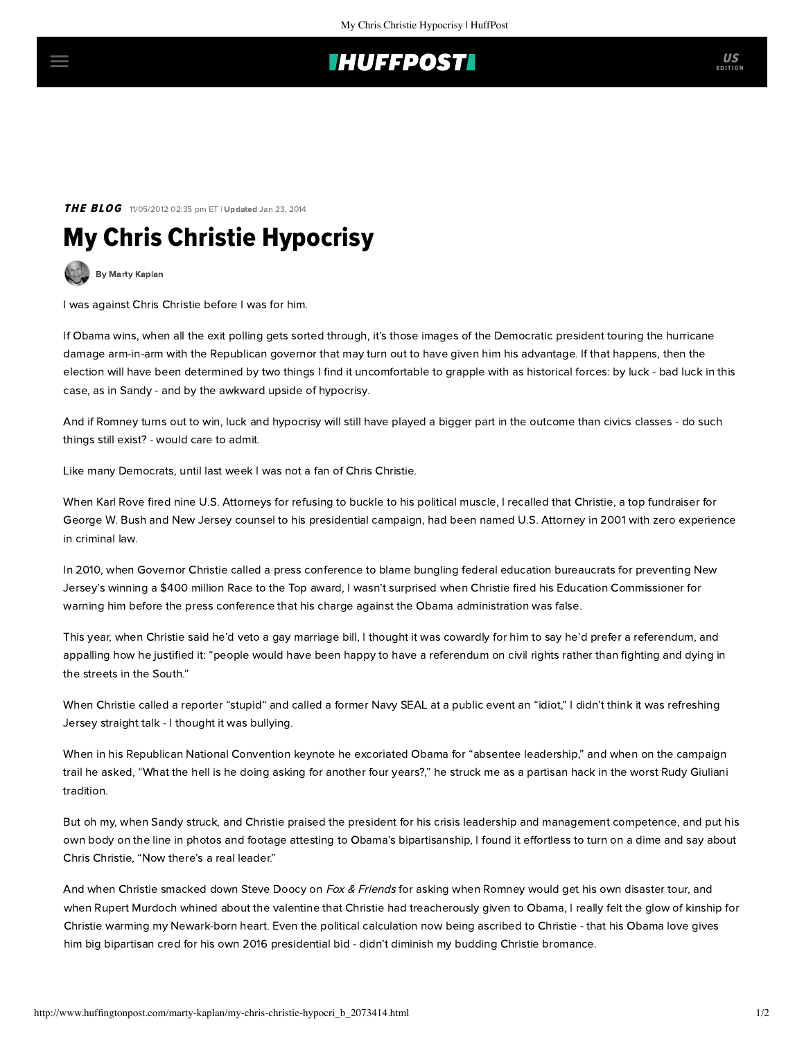**THE BLOG** 11/05/2012 02:35 pm ET | **Updated** Jan 23, 2014

# My Chris Christie Hypocrisy

By Marty Kaplan

I was against Chris Christie before I was for him.

If Obama wins, when all the exit polling gets sorted through, it's those images of the Democratic president touring the hurricane damage arm-in-arm with the Republican governor that may turn out to have given him his advantage. If that happens, then the election will have been determined by two things I find it uncomfortable to grapple with as historical forces: by luck - bad luck in this case, as in Sandy - and by the awkward upside of hypocrisy.

And if Romney turns out to win, luck and hypocrisy will still have played a bigger part in the outcome than civics classes - do such things still exist? - would care to admit.

Like many Democrats, until last week I was not a fan of Chris Christie.

When Karl Rove fired nine U.S. Attorneys for refusing to buckle to his political muscle, I recalled that Christie, a top fundraiser for George W. Bush and New Jersey counsel to his presidential campaign, had been named U.S. Attorney in 2001 with zero experience in criminal law.

In 2010, when Governor Christie called a press conference to blame bungling federal education bureaucrats for preventing New Jersey's winning a $400 million Race to the Top award, I wasn't surprised when Christie fired his Education Commissioner for warning him before the press conference that his charge against the Obama administration was false.

This year, when Christie said he'd veto a gay marriage bill, I thought it was cowardly for him to say he'd prefer a referendum, and appalling how he justified it: "people would have been happy to have a referendum on civil rights rather than fighting and dying in the streets in the South."

When Christie called a reporter "stupid" and called a former Navy SEAL at a public event an "idiot," I didn't think it was refreshing Jersey straight talk - I thought it was bullying.

When in his Republican National Convention keynote he excoriated Obama for "absentee leadership," and when on the campaign trail he asked, "What the hell is he doing asking for another four years?," he struck me as a partisan hack in the worst Rudy Giuliani tradition.

But oh my, when Sandy struck, and Christie praised the president for his crisis leadership and management competence, and put his own body on the line in photos and footage attesting to Obama's bipartisanship, I found it effortless to turn on a dime and say about Chris Christie, "Now there's a real leader."

And when Christie smacked down Steve Doocy on *Fox & Friends* for asking when Romney would get his own disaster tour, and when Rupert Murdoch whined about the valentine that Christie had treacherously given to Obama, I really felt the glow of kinship for Christie warming my Newark-born heart. Even the political calculation now being ascribed to Christie - that his Obama love gives him big bipartisan cred for his own 2016 presidential bid - didn't diminish my budding Christie bromance.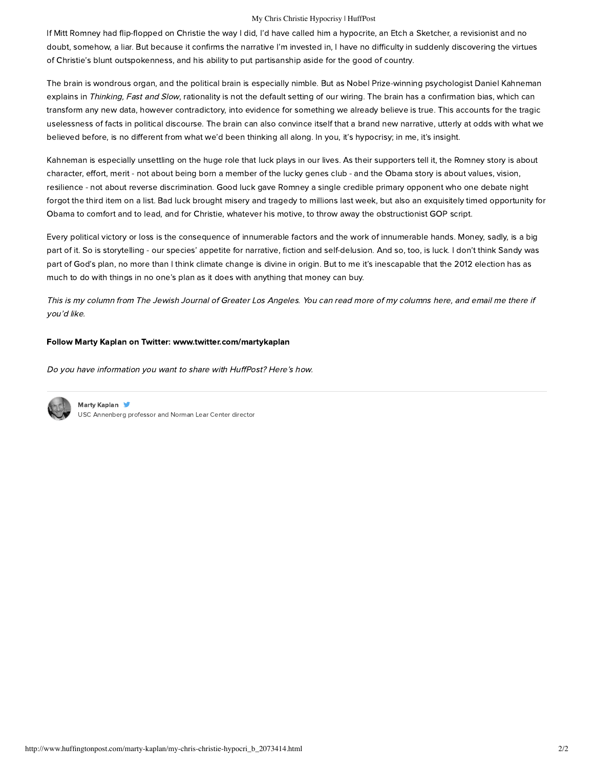If Mitt Romney had flip-flopped on Christie the way I did, I'd have called him a hypocrite, an Etch a Sketcher, a revisionist and no doubt, somehow, a liar. But because it confirms the narrative I'm invested in, I have no difficulty in suddenly discovering the virtues of Christie's blunt outspokenness, and his ability to put partisanship aside for the good of country.

The brain is wondrous organ, and the political brain is especially nimble. But as Nobel Prize-winning psychologist Daniel Kahneman explains in *Thinking, Fast and Slow*, rationality is not the default setting of our wiring. The brain has a confirmation bias, which can transform any new data, however contradictory, into evidence for something we already believe is true. This accounts for the tragic uselessness of facts in political discourse. The brain can also convince itself that a brand new narrative, utterly at odds with what we believed before, is no different from what we'd been thinking all along. In you, it's hypocrisy; in me, it's insight.

Kahneman is especially unsettling on the huge role that luck plays in our lives. As their supporters tell it, the Romney story is about character, effort, merit - not about being born a member of the lucky genes club - and the Obama story is about values, vision, resilience - not about reverse discrimination. Good luck gave Romney a single credible primary opponent who one debate night forgot the third item on a list. Bad luck brought misery and tragedy to millions last week, but also an exquisitely timed opportunity for Obama to comfort and to lead, and for Christie, whatever his motive, to throw away the obstructionist GOP script.

Every political victory or loss is the consequence of innumerable factors and the work of innumerable hands. Money, sadly, is a big part of it. So is storytelling - our species' appetite for narrative, fiction and self-delusion. And so, too, is luck. I don't think Sandy was part of God's plan, no more than I think climate change is divine in origin. But to me it's inescapable that the 2012 election has as much to do with things in no one's plan as it does with anything that money can buy.

*This is my column from The Jewish Journal of Greater Los Angeles. You can read more of my columns here, and email me there if you'd like.*

**Follow Marty Kaplan on Twitter: www.twitter.com/martykaplan**

*Do you have information you want to share with HuffPost? Here's how.*

---

**Marty Kaplan**
USC Annenberg professor and Norman Lear Center director